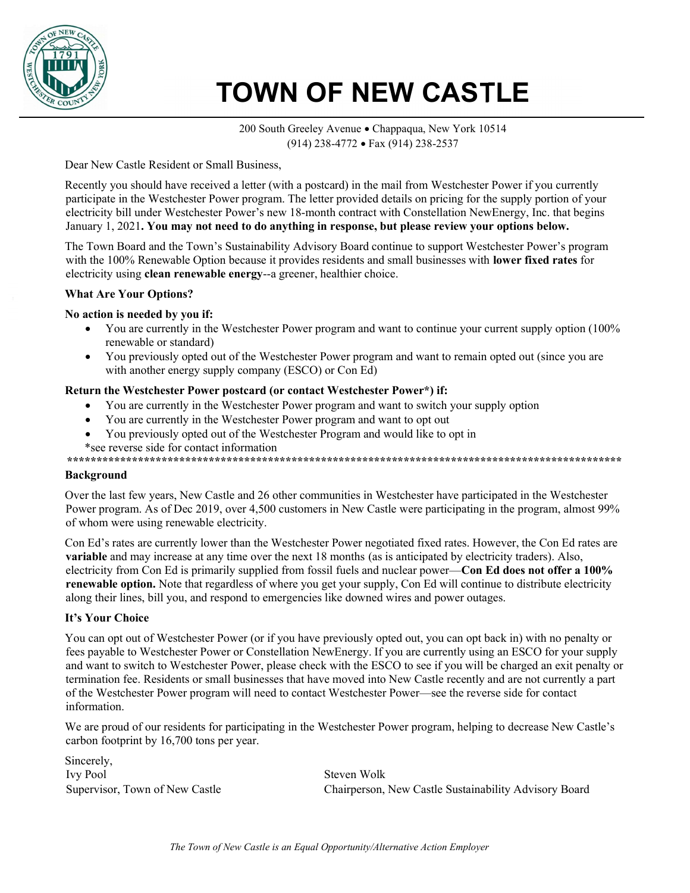# TOWN OF NEW CASTLE

200 South Greeley Avenue • Chappaqua, New York 10514
(914) 238-4772 • Fax (914) 238-2537

Dear New Castle Resident or Small Business,

Recently you should have received a letter (with a postcard) in the mail from Westchester Power if you currently participate in the Westchester Power program. The letter provided details on pricing for the supply portion of your electricity bill under Westchester Power's new 18-month contract with Constellation NewEnergy, Inc. that begins January 1, 2021**. You may not need to do anything in response, but please review your options below.**

The Town Board and the Town's Sustainability Advisory Board continue to support Westchester Power's program with the 100% Renewable Option because it provides residents and small businesses with **lower fixed rates** for electricity using **clean renewable energy**--a greener, healthier choice.

**What Are Your Options?**

**No action is needed by you if:**

- You are currently in the Westchester Power program and want to continue your current supply option (100% renewable or standard)
- You previously opted out of the Westchester Power program and want to remain opted out (since you are with another energy supply company (ESCO) or Con Ed)

**Return the Westchester Power postcard (or contact Westchester Power*) if:**

- You are currently in the Westchester Power program and want to switch your supply option
- You are currently in the Westchester Power program and want to opt out
- You previously opted out of the Westchester Program and would like to opt in

*see reverse side for contact information

***************************************************************************************************

**Background**

Over the last few years, New Castle and 26 other communities in Westchester have participated in the Westchester Power program. As of Dec 2019, over 4,500 customers in New Castle were participating in the program, almost 99% of whom were using renewable electricity.

Con Ed's rates are currently lower than the Westchester Power negotiated fixed rates. However, the Con Ed rates are **variable** and may increase at any time over the next 18 months (as is anticipated by electricity traders). Also, electricity from Con Ed is primarily supplied from fossil fuels and nuclear power—**Con Ed does not offer a 100% renewable option.** Note that regardless of where you get your supply, Con Ed will continue to distribute electricity along their lines, bill you, and respond to emergencies like downed wires and power outages.

**It's Your Choice**

You can opt out of Westchester Power (or if you have previously opted out, you can opt back in) with no penalty or fees payable to Westchester Power or Constellation NewEnergy. If you are currently using an ESCO for your supply and want to switch to Westchester Power, please check with the ESCO to see if you will be charged an exit penalty or termination fee. Residents or small businesses that have moved into New Castle recently and are not currently a part of the Westchester Power program will need to contact Westchester Power—see the reverse side for contact information.

We are proud of our residents for participating in the Westchester Power program, helping to decrease New Castle's carbon footprint by 16,700 tons per year.

Sincerely,

Ivy Pool
Supervisor, Town of New Castle

Steven Wolk
Chairperson, New Castle Sustainability Advisory Board

*The Town of New Castle is an Equal Opportunity/Alternative Action Employer*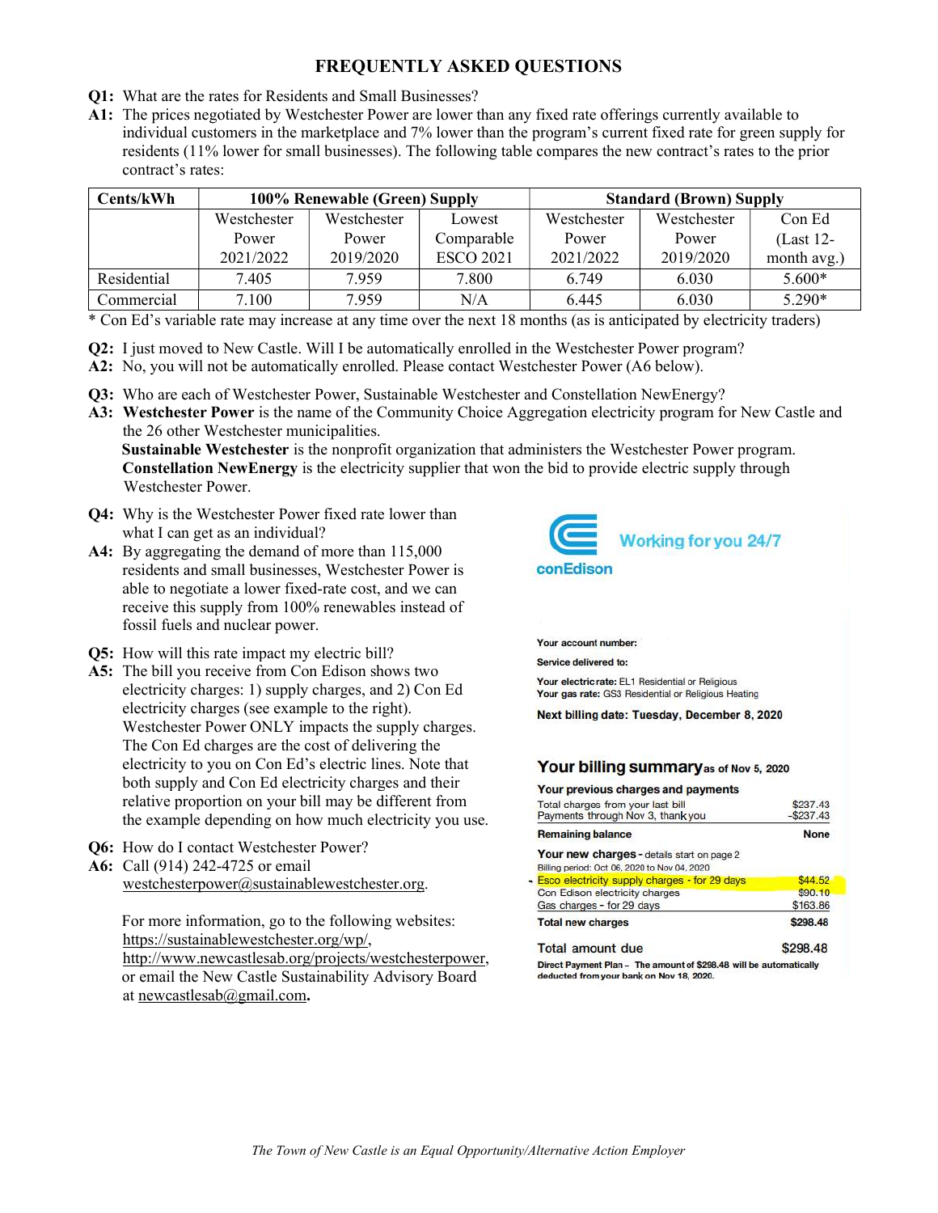# FREQUENTLY ASKED QUESTIONS

**Q1:** What are the rates for Residents and Small Businesses?

**A1:** The prices negotiated by Westchester Power are lower than any fixed rate offerings currently available to individual customers in the marketplace and 7% lower than the program's current fixed rate for green supply for residents (11% lower for small businesses). The following table compares the new contract's rates to the prior contract's rates:

| Cents/kWh | 100% Renewable (Green) Supply | | | Standard (Brown) Supply | | |
|---|---|---|---|---|---|---|
| | Westchester Power 2021/2022 | Westchester Power 2019/2020 | Lowest Comparable ESCO 2021 | Westchester Power 2021/2022 | Westchester Power 2019/2020 | Con Ed (Last 12-month avg.) |
| Residential | 7.405 | 7.959 | 7.800 | 6.749 | 6.030 | 5.600* |
| Commercial | 7.100 | 7.959 | N/A | 6.445 | 6.030 | 5.290* |

\* Con Ed's variable rate may increase at any time over the next 18 months (as is anticipated by electricity traders)

**Q2:** I just moved to New Castle. Will I be automatically enrolled in the Westchester Power program?

**A2:** No, you will not be automatically enrolled. Please contact Westchester Power (A6 below).

**Q3:** Who are each of Westchester Power, Sustainable Westchester and Constellation NewEnergy?

**A3:** **Westchester Power** is the name of the Community Choice Aggregation electricity program for New Castle and the 26 other Westchester municipalities.
**Sustainable Westchester** is the nonprofit organization that administers the Westchester Power program.
**Constellation NewEnergy** is the electricity supplier that won the bid to provide electric supply through Westchester Power.

**Q4:** Why is the Westchester Power fixed rate lower than what I can get as an individual?

**A4:** By aggregating the demand of more than 115,000 residents and small businesses, Westchester Power is able to negotiate a lower fixed-rate cost, and we can receive this supply from 100% renewables instead of fossil fuels and nuclear power.

**Q5:** How will this rate impact my electric bill?

**A5:** The bill you receive from Con Edison shows two electricity charges: 1) supply charges, and 2) Con Ed electricity charges (see example to the right). Westchester Power ONLY impacts the supply charges. The Con Ed charges are the cost of delivering the electricity to you on Con Ed's electric lines. Note that both supply and Con Ed electricity charges and their relative proportion on your bill may be different from the example depending on how much electricity you use.

**Q6:** How do I contact Westchester Power?

**A6:** Call (914) 242-4725 or email westchesterpower@sustainablewestchester.org.

For more information, go to the following websites: https://sustainablewestchester.org/wp/, http://www.newcastlesab.org/projects/westchesterpower, or email the New Castle Sustainability Advisory Board at newcastlesab@gmail.com.

conEdison Working for you 24/7

Your account number:
Service delivered to:
Your electric rate: EL1 Residential or Religious
Your gas rate: GS3 Residential or Religious Heating

Next billing date: Tuesday, December 8, 2020

**Your billing summary** as of Nov 5, 2020

| | |
|---|---|
| **Your previous charges and payments** | |
| Total charges from your last bill | $237.43 |
| Payments through Nov 3, thank you | -$237.43 |
| **Remaining balance** | **None** |
| **Your new charges** - details start on page 2 | |
| Billing period: Oct 06, 2020 to Nov 04, 2020 | |
| Esco electricity supply charges - for 29 days | $44.52 |
| Con Edison electricity charges | $90.10 |
| Gas charges - for 29 days | $163.86 |
| **Total new charges** | **$298.48** |
| **Total amount due** | **$298.48** |

Direct Payment Plan – The amount of $298.48 will be automatically deducted from your bank on Nov 18, 2020.